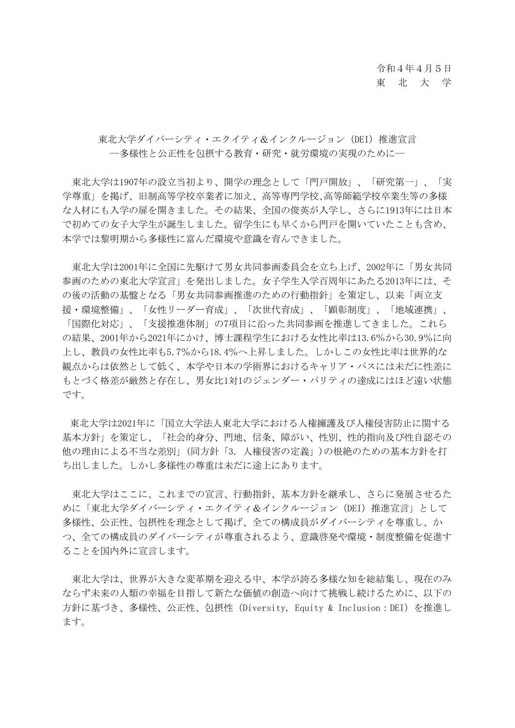令和４年４月５日
東　北　大　学

# 東北大学ダイバーシティ・エクイティ&インクルージョン（DEI）推進宣言
## ―多様性と公正性を包摂する教育・研究・就労環境の実現のために―

東北大学は1907年の設立当初より、開学の理念として「門戸開放」、「研究第一」、「実学尊重」を掲げ、旧制高等学校卒業者に加え、高等専門学校､高等師範学校卒業生等の多様な人材にも入学の扉を開きました。その結果、全国の俊英が入学し、さらに1913年には日本で初めての女子大学生が誕生しました。留学生にも早くから門戸を開いていたことも含め、本学では黎明期から多様性に富んだ環境や意識を育んできました。

東北大学は2001年に全国に先駆けて男女共同参画委員会を立ち上げ、2002年に「男女共同参画のための東北大学宣言」を発出しました。女子学生入学百周年にあたる2013年には、その後の活動の基盤となる「男女共同参画推進のための行動指針」を策定し、以来「両立支援・環境整備」、「女性リーダー育成」、「次世代育成」、「顕彰制度」、「地域連携」、「国際化対応」、「支援推進体制」の7項目に沿った共同参画を推進してきました。これらの結果、2001年から2021年にかけ、博士課程学生における女性比率は13.6%から30.9%に向上し、教員の女性比率も5.7%から18.4%へ上昇しました。しかしこの女性比率は世界的な観点からは依然として低く、本学や日本の学術界におけるキャリア・パスには未だに性差にもとづく格差が厳然と存在し、男女比1対1のジェンダー・パリティの達成にはほど遠い状態です。

東北大学は2021年に「国立大学法人東北大学における人権擁護及び人権侵害防止に関する基本方針」を策定し、「社会的身分、門地、信条、障がい、性別、性的指向及び性自認その他の理由による不当な差別」(同方針「3. 人権侵害の定義」)の根絶のための基本方針を打ち出しました。しかし多様性の尊重は未だに途上にあります。

東北大学はここに、これまでの宣言、行動指針、基本方針を継承し、さらに発展させるために「東北大学ダイバーシティ・エクイティ&インクルージョン（DEI）推進宣言」として多様性、公正性、包摂性を理念として掲げ、全ての構成員がダイバーシティを尊重し、かつ、全ての構成員のダイバーシティが尊重されるよう、意識啓発や環境・制度整備を促進することを国内外に宣言します。

東北大学は、世界が大きな変革期を迎える中、本学が誇る多様な知を総結集し、現在のみならず未来の人類の幸福を目指して新たな価値の創造へ向けて挑戦し続けるために、以下の方針に基づき、多様性、公正性、包摂性（Diversity, Equity & Inclusion：DEI）を推進します。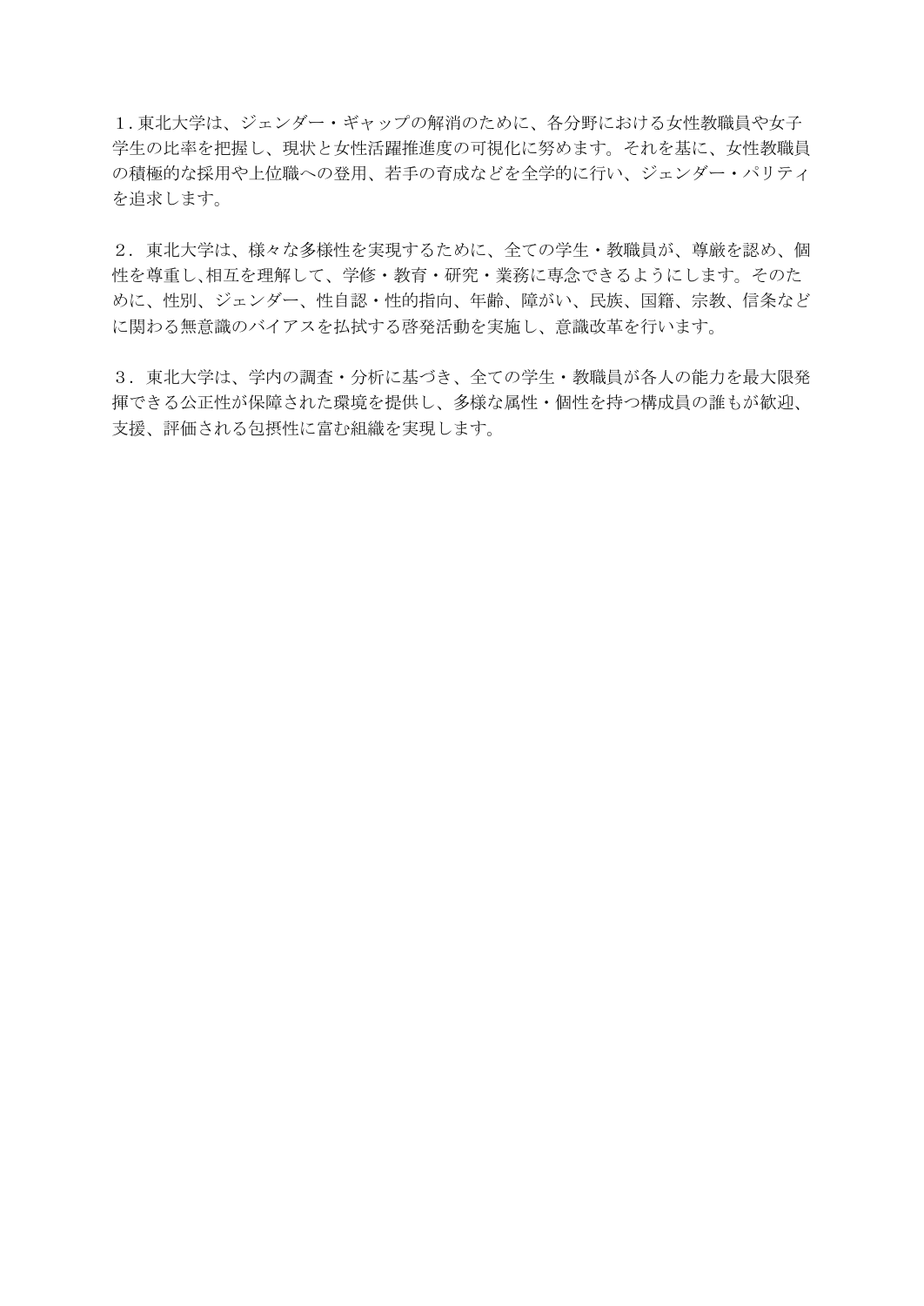１. 東北大学は、ジェンダー・ギャップの解消のために、各分野における女性教職員や女子学生の比率を把握し、現状と女性活躍推進度の可視化に努めます。それを基に、女性教職員の積極的な採用や上位職への登用、若手の育成などを全学的に行い、ジェンダー・パリティを追求します。

２. 東北大学は、様々な多様性を実現するために、全ての学生・教職員が、尊厳を認め、個性を尊重し､相互を理解して、学修・教育・研究・業務に専念できるようにします。そのために、性別、ジェンダー、性自認・性的指向、年齢、障がい、民族、国籍、宗教、信条などに関わる無意識のバイアスを払拭する啓発活動を実施し、意識改革を行います。

３. 東北大学は、学内の調査・分析に基づき、全ての学生・教職員が各人の能力を最大限発揮できる公正性が保障された環境を提供し、多様な属性・個性を持つ構成員の誰もが歓迎、支援、評価される包摂性に富む組織を実現します。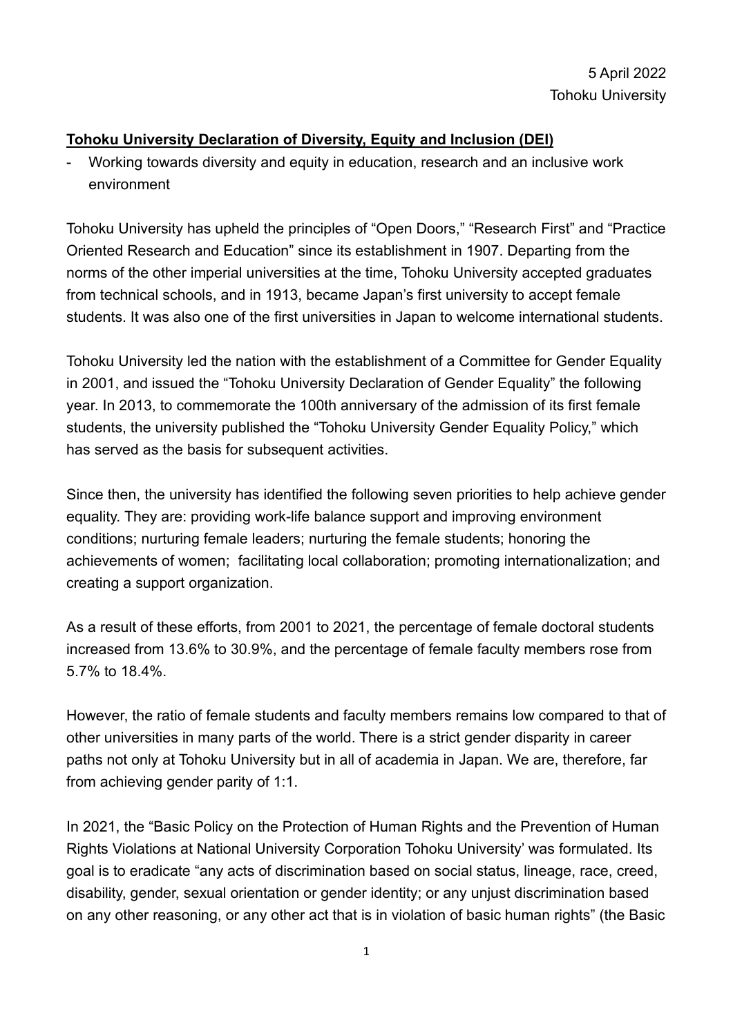5 April 2022
Tohoku University

**Tohoku University Declaration of Diversity, Equity and Inclusion (DEI)**

- Working towards diversity and equity in education, research and an inclusive work environment

Tohoku University has upheld the principles of “Open Doors,” “Research First” and “Practice Oriented Research and Education” since its establishment in 1907. Departing from the norms of the other imperial universities at the time, Tohoku University accepted graduates from technical schools, and in 1913, became Japan’s first university to accept female students. It was also one of the first universities in Japan to welcome international students.

Tohoku University led the nation with the establishment of a Committee for Gender Equality in 2001, and issued the “Tohoku University Declaration of Gender Equality” the following year. In 2013, to commemorate the 100th anniversary of the admission of its first female students, the university published the “Tohoku University Gender Equality Policy,” which has served as the basis for subsequent activities.

Since then, the university has identified the following seven priorities to help achieve gender equality. They are: providing work-life balance support and improving environment conditions; nurturing female leaders; nurturing the female students; honoring the achievements of women; facilitating local collaboration; promoting internationalization; and creating a support organization.

As a result of these efforts, from 2001 to 2021, the percentage of female doctoral students increased from 13.6% to 30.9%, and the percentage of female faculty members rose from 5.7% to 18.4%.

However, the ratio of female students and faculty members remains low compared to that of other universities in many parts of the world. There is a strict gender disparity in career paths not only at Tohoku University but in all of academia in Japan. We are, therefore, far from achieving gender parity of 1:1.

In 2021, the “Basic Policy on the Protection of Human Rights and the Prevention of Human Rights Violations at National University Corporation Tohoku University’ was formulated. Its goal is to eradicate “any acts of discrimination based on social status, lineage, race, creed, disability, gender, sexual orientation or gender identity; or any unjust discrimination based on any other reasoning, or any other act that is in violation of basic human rights” (the Basic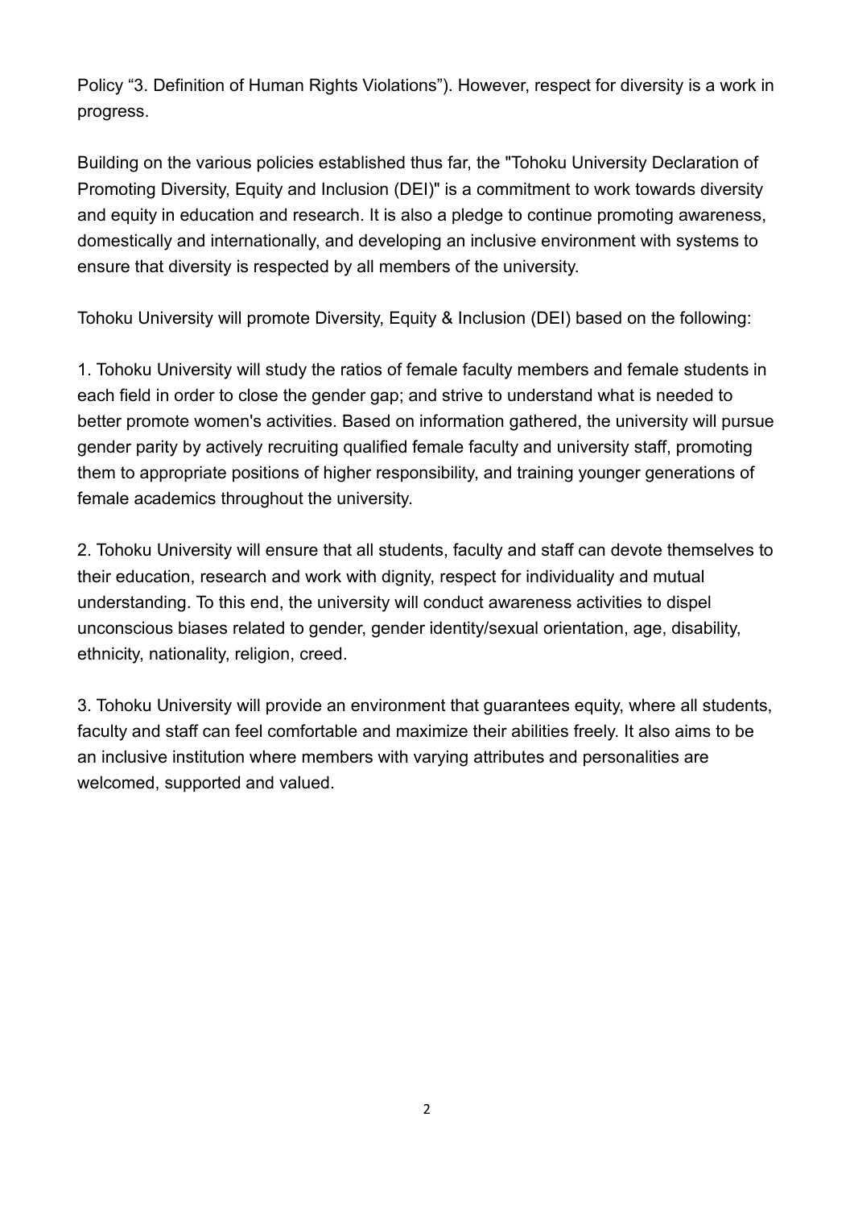Policy “3. Definition of Human Rights Violations”). However, respect for diversity is a work in progress.

Building on the various policies established thus far, the "Tohoku University Declaration of Promoting Diversity, Equity and Inclusion (DEI)" is a commitment to work towards diversity and equity in education and research. It is also a pledge to continue promoting awareness, domestically and internationally, and developing an inclusive environment with systems to ensure that diversity is respected by all members of the university.

Tohoku University will promote Diversity, Equity & Inclusion (DEI) based on the following:

1. Tohoku University will study the ratios of female faculty members and female students in each field in order to close the gender gap; and strive to understand what is needed to better promote women's activities. Based on information gathered, the university will pursue gender parity by actively recruiting qualified female faculty and university staff, promoting them to appropriate positions of higher responsibility, and training younger generations of female academics throughout the university.

2. Tohoku University will ensure that all students, faculty and staff can devote themselves to their education, research and work with dignity, respect for individuality and mutual understanding. To this end, the university will conduct awareness activities to dispel unconscious biases related to gender, gender identity/sexual orientation, age, disability, ethnicity, nationality, religion, creed.

3. Tohoku University will provide an environment that guarantees equity, where all students, faculty and staff can feel comfortable and maximize their abilities freely. It also aims to be an inclusive institution where members with varying attributes and personalities are welcomed, supported and valued.